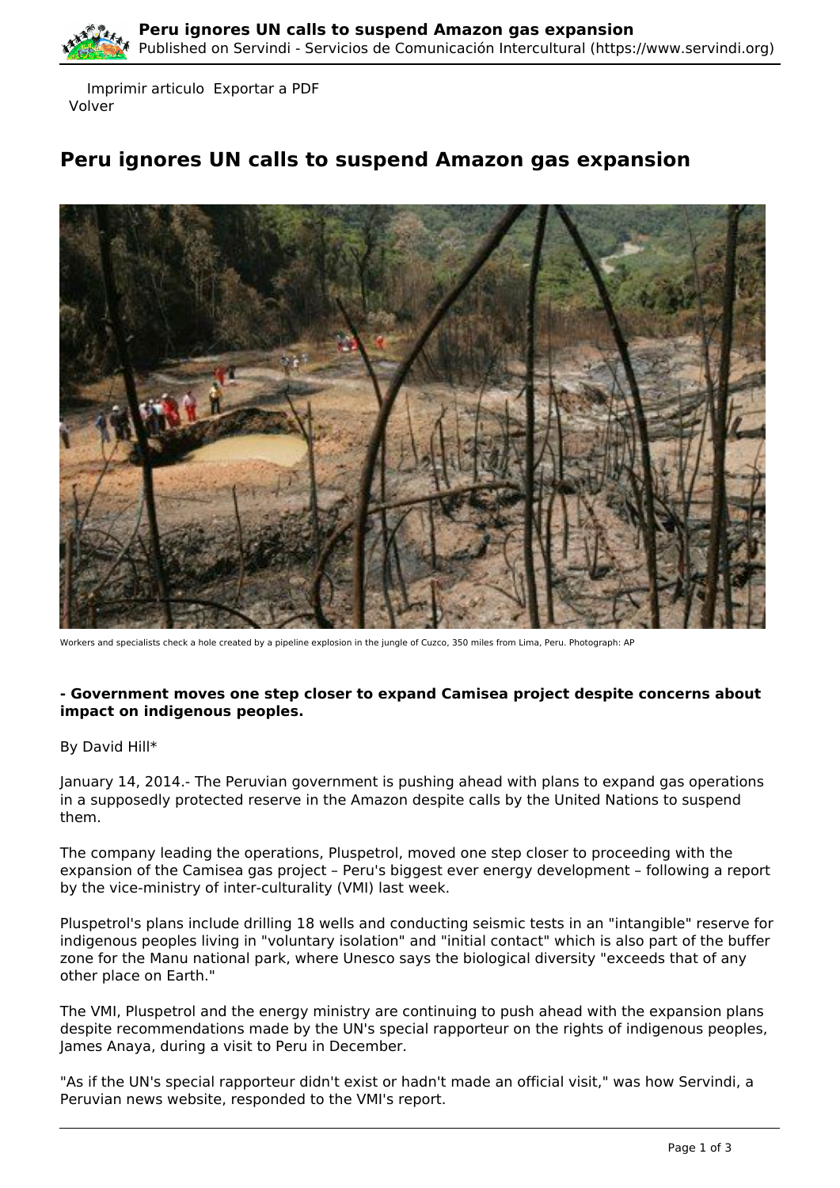Imprimir articulo Exportar a PDF
Volver

# Peru ignores UN calls to suspend Amazon gas expansion

Workers and specialists check a hole created by a pipeline explosion in the jungle of Cuzco, 350 miles from Lima, Peru. Photograph: AP

**- Government moves one step closer to expand Camisea project despite concerns about impact on indigenous peoples.**

By David Hill*

January 14, 2014.- The Peruvian government is pushing ahead with plans to expand gas operations in a supposedly protected reserve in the Amazon despite calls by the United Nations to suspend them.

The company leading the operations, Pluspetrol, moved one step closer to proceeding with the expansion of the Camisea gas project – Peru's biggest ever energy development – following a report by the vice-ministry of inter-culturality (VMI) last week.

Pluspetrol's plans include drilling 18 wells and conducting seismic tests in an "intangible" reserve for indigenous peoples living in "voluntary isolation" and "initial contact" which is also part of the buffer zone for the Manu national park, where Unesco says the biological diversity "exceeds that of any other place on Earth."

The VMI, Pluspetrol and the energy ministry are continuing to push ahead with the expansion plans despite recommendations made by the UN's special rapporteur on the rights of indigenous peoples, James Anaya, during a visit to Peru in December.

"As if the UN's special rapporteur didn't exist or hadn't made an official visit," was how Servindi, a Peruvian news website, responded to the VMI's report.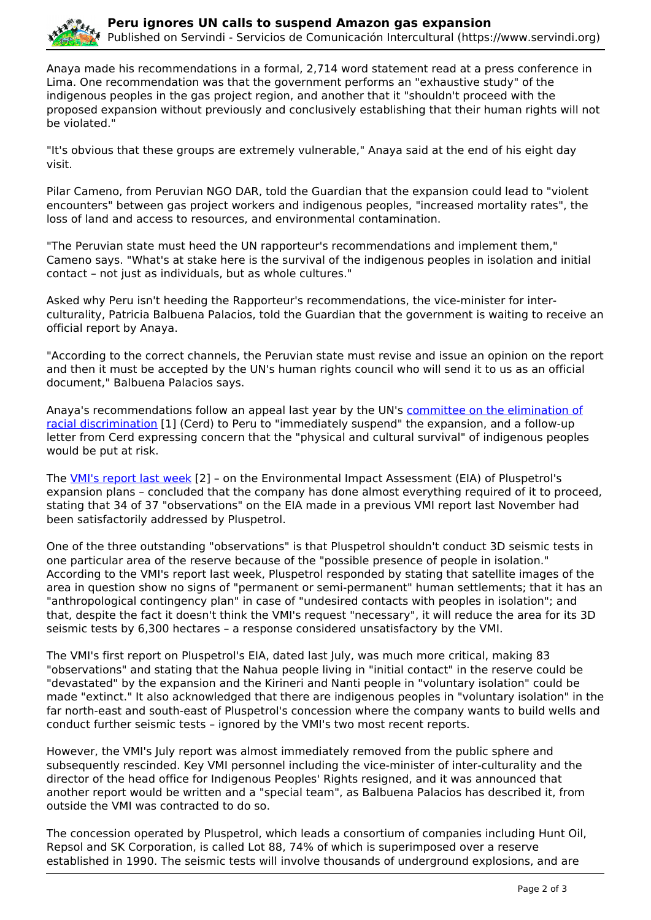Anaya made his recommendations in a formal, 2,714 word statement read at a press conference in Lima. One recommendation was that the government performs an "exhaustive study" of the indigenous peoples in the gas project region, and another that it "shouldn't proceed with the proposed expansion without previously and conclusively establishing that their human rights will not be violated."

"It's obvious that these groups are extremely vulnerable," Anaya said at the end of his eight day visit.

Pilar Cameno, from Peruvian NGO DAR, told the Guardian that the expansion could lead to "violent encounters" between gas project workers and indigenous peoples, "increased mortality rates", the loss of land and access to resources, and environmental contamination.

"The Peruvian state must heed the UN rapporteur's recommendations and implement them," Cameno says. "What's at stake here is the survival of the indigenous peoples in isolation and initial contact – not just as individuals, but as whole cultures."

Asked why Peru isn't heeding the Rapporteur's recommendations, the vice-minister for inter-culturality, Patricia Balbuena Palacios, told the Guardian that the government is waiting to receive an official report by Anaya.

"According to the correct channels, the Peruvian state must revise and issue an opinion on the report and then it must be accepted by the UN's human rights council who will send it to us as an official document," Balbuena Palacios says.

Anaya's recommendations follow an appeal last year by the UN's committee on the elimination of racial discrimination [1] (Cerd) to Peru to "immediately suspend" the expansion, and a follow-up letter from Cerd expressing concern that the "physical and cultural survival" of indigenous peoples would be put at risk.

The VMI's report last week [2] – on the Environmental Impact Assessment (EIA) of Pluspetrol's expansion plans – concluded that the company has done almost everything required of it to proceed, stating that 34 of 37 "observations" on the EIA made in a previous VMI report last November had been satisfactorily addressed by Pluspetrol.

One of the three outstanding "observations" is that Pluspetrol shouldn't conduct 3D seismic tests in one particular area of the reserve because of the "possible presence of people in isolation." According to the VMI's report last week, Pluspetrol responded by stating that satellite images of the area in question show no signs of "permanent or semi-permanent" human settlements; that it has an "anthropological contingency plan" in case of "undesired contacts with peoples in isolation"; and that, despite the fact it doesn't think the VMI's request "necessary", it will reduce the area for its 3D seismic tests by 6,300 hectares – a response considered unsatisfactory by the VMI.

The VMI's first report on Pluspetrol's EIA, dated last July, was much more critical, making 83 "observations" and stating that the Nahua people living in "initial contact" in the reserve could be "devastated" by the expansion and the Kirineri and Nanti people in "voluntary isolation" could be made "extinct." It also acknowledged that there are indigenous peoples in "voluntary isolation" in the far north-east and south-east of Pluspetrol's concession where the company wants to build wells and conduct further seismic tests – ignored by the VMI's two most recent reports.

However, the VMI's July report was almost immediately removed from the public sphere and subsequently rescinded. Key VMI personnel including the vice-minister of inter-culturality and the director of the head office for Indigenous Peoples' Rights resigned, and it was announced that another report would be written and a "special team", as Balbuena Palacios has described it, from outside the VMI was contracted to do so.

The concession operated by Pluspetrol, which leads a consortium of companies including Hunt Oil, Repsol and SK Corporation, is called Lot 88, 74% of which is superimposed over a reserve established in 1990. The seismic tests will involve thousands of underground explosions, and are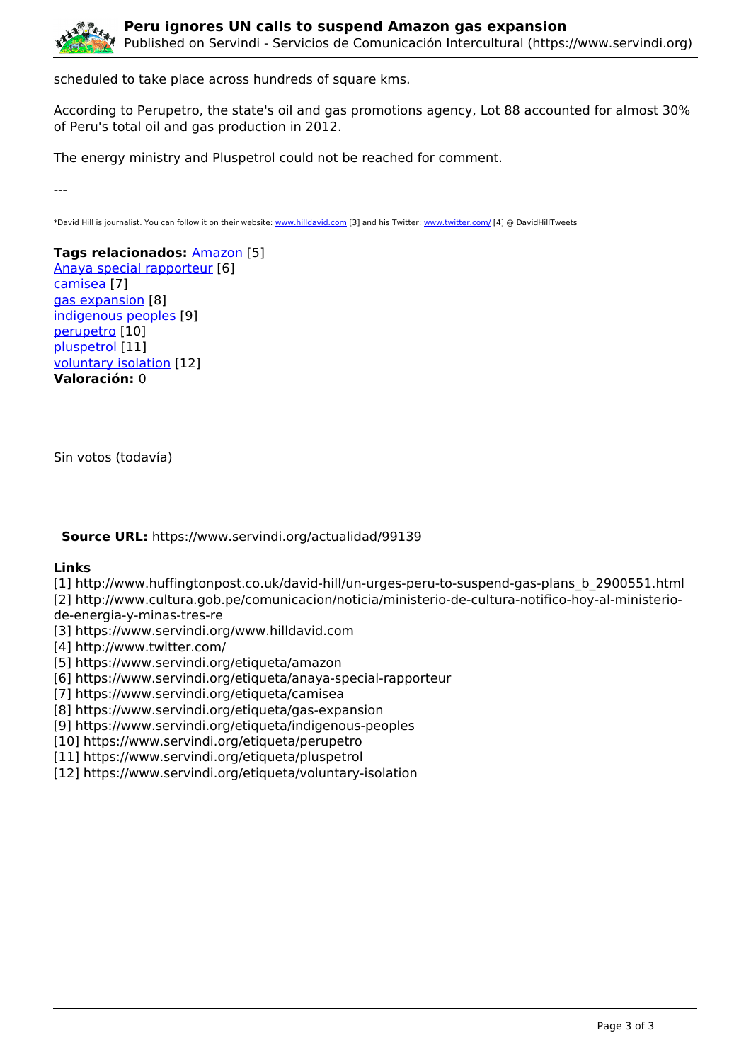scheduled to take place across hundreds of square kms.

According to Perupetro, the state's oil and gas promotions agency, Lot 88 accounted for almost 30% of Peru's total oil and gas production in 2012.

The energy ministry and Pluspetrol could not be reached for comment.

---

*David Hill is journalist. You can follow it on their website: [www.hilldavid.com](www.hilldavid.com) [3] and his Twitter: [www.twitter.com/](http://www.twitter.com/) [4] @ DavidHillTweets

**Tags relacionados:** Amazon [5]
Anaya special rapporteur [6]
camisea [7]
gas expansion [8]
indigenous peoples [9]
perupetro [10]
pluspetrol [11]
voluntary isolation [12]
**Valoración:** 0

Sin votos (todavía)

**Source URL:** https://www.servindi.org/actualidad/99139

**Links**
[1] http://www.huffingtonpost.co.uk/david-hill/un-urges-peru-to-suspend-gas-plans_b_2900551.html
[2] http://www.cultura.gob.pe/comunicacion/noticia/ministerio-de-cultura-notifico-hoy-al-ministerio-de-energia-y-minas-tres-re
[3] https://www.servindi.org/www.hilldavid.com
[4] http://www.twitter.com/
[5] https://www.servindi.org/etiqueta/amazon
[6] https://www.servindi.org/etiqueta/anaya-special-rapporteur
[7] https://www.servindi.org/etiqueta/camisea
[8] https://www.servindi.org/etiqueta/gas-expansion
[9] https://www.servindi.org/etiqueta/indigenous-peoples
[10] https://www.servindi.org/etiqueta/perupetro
[11] https://www.servindi.org/etiqueta/pluspetrol
[12] https://www.servindi.org/etiqueta/voluntary-isolation